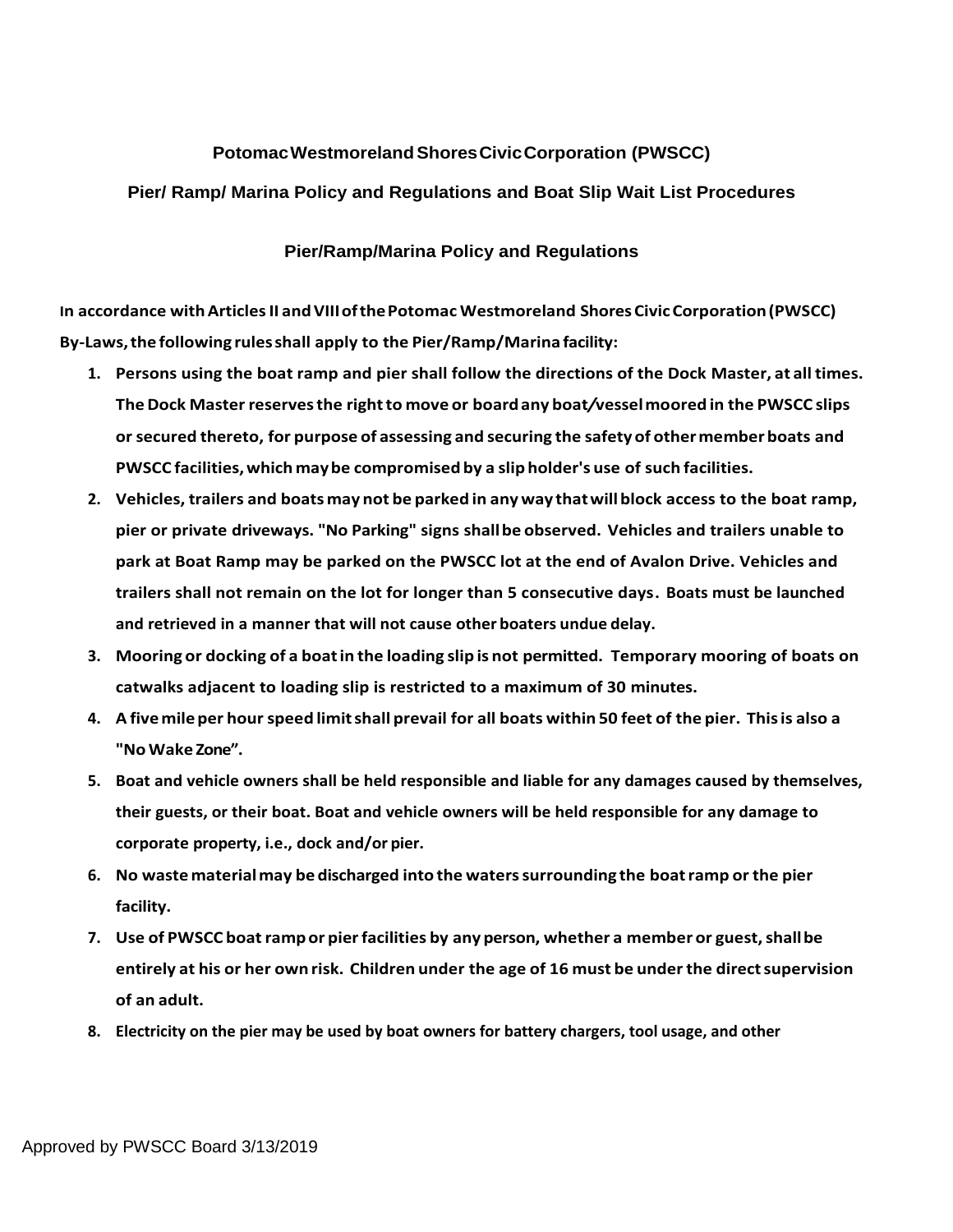# Potomac Westmoreland Shores Civic Corporation (PWSCC)

## Pier/ Ramp/ Marina Policy and Regulations and Boat Slip Wait List Procedures

### Pier/Ramp/Marina Policy and Regulations

**In accordance with Articles II and VIII of the Potomac Westmoreland Shores Civic Corporation (PWSCC) By-Laws, the following rules shall apply to the Pier/Ramp/Marina facility:**

1. **Persons using the boat ramp and pier shall follow the directions of the Dock Master, at all times. The Dock Master reserves the right to move or board any boat/vessel moored in the PWSCC slips or secured thereto, for purpose of assessing and securing the safety of other member boats and PWSCC facilities, which may be compromised by a slip holder's use of such facilities.**
2. **Vehicles, trailers and boats may not be parked in any way that will block access to the boat ramp, pier or private driveways. "No Parking" signs shall be observed. Vehicles and trailers unable to park at Boat Ramp may be parked on the PWSCC lot at the end of Avalon Drive. Vehicles and trailers shall not remain on the lot for longer than 5 consecutive days. Boats must be launched and retrieved in a manner that will not cause other boaters undue delay.**
3. **Mooring or docking of a boat in the loading slip is not permitted. Temporary mooring of boats on catwalks adjacent to loading slip is restricted to a maximum of 30 minutes.**
4. **A five mile per hour speed limit shall prevail for all boats within 50 feet of the pier. This is also a "No Wake Zone".**
5. **Boat and vehicle owners shall be held responsible and liable for any damages caused by themselves, their guests, or their boat. Boat and vehicle owners will be held responsible for any damage to corporate property, i.e., dock and/or pier.**
6. **No waste material may be discharged into the waters surrounding the boat ramp or the pier facility.**
7. **Use of PWSCC boat ramp or pier facilities by any person, whether a member or guest, shall be entirely at his or her own risk. Children under the age of 16 must be under the direct supervision of an adult.**
8. **Electricity on the pier may be used by boat owners for battery chargers, tool usage, and other**

Approved by PWSCC Board 3/13/2019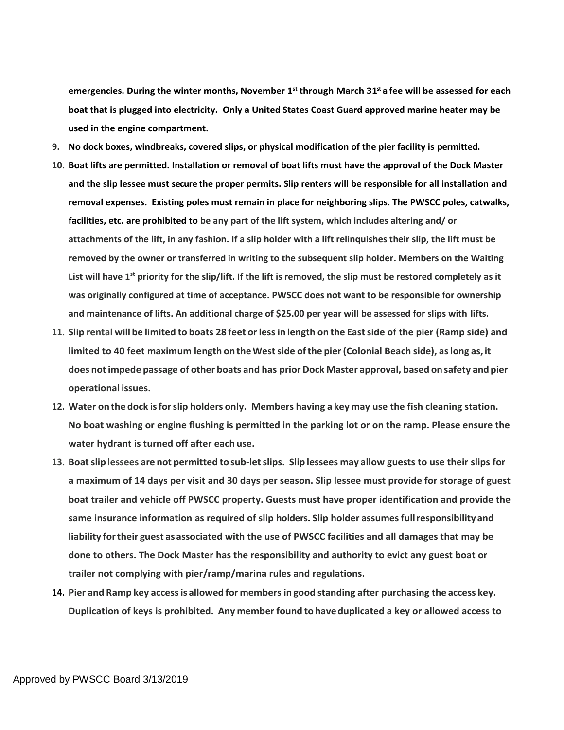**emergencies. During the winter months, November 1st through March 31st a fee will be assessed for each boat that is plugged into electricity. Only a United States Coast Guard approved marine heater may be used in the engine compartment.**

9. **No dock boxes, windbreaks, covered slips, or physical modification of the pier facility is permitted.**
10. **Boat lifts are permitted. Installation or removal of boat lifts must have the approval of the Dock Master and the slip lessee must secure the proper permits. Slip renters will be responsible for all installation and removal expenses. Existing poles must remain in place for neighboring slips. The PWSCC poles, catwalks, facilities, etc. are prohibited to be any part of the lift system, which includes altering and/ or attachments of the lift, in any fashion. If a slip holder with a lift relinquishes their slip, the lift must be removed by the owner or transferred in writing to the subsequent slip holder. Members on the Waiting List will have 1st priority for the slip/lift. If the lift is removed, the slip must be restored completely as it was originally configured at time of acceptance. PWSCC does not want to be responsible for ownership and maintenance of lifts. An additional charge of $25.00 per year will be assessed for slips with lifts.**
11. **Slip rental will be limited to boats 28 feet or less in length on the East side of the pier (Ramp side) and limited to 40 feet maximum length on the West side of the pier (Colonial Beach side), as long as, it does not impede passage of other boats and has prior Dock Master approval, based on safety and pier operational issues.**
12. **Water on the dock is for slip holders only. Members having a key may use the fish cleaning station. No boat washing or engine flushing is permitted in the parking lot or on the ramp. Please ensure the water hydrant is turned off after each use.**
13. **Boat slip lessees are not permitted to sub-let slips. Slip lessees may allow guests to use their slips for a maximum of 14 days per visit and 30 days per season. Slip lessee must provide for storage of guest boat trailer and vehicle off PWSCC property. Guests must have proper identification and provide the same insurance information as required of slip holders. Slip holder assumes full responsibility and liability for their guest as associated with the use of PWSCC facilities and all damages that may be done to others. The Dock Master has the responsibility and authority to evict any guest boat or trailer not complying with pier/ramp/marina rules and regulations.**
14. **Pier and Ramp key access is allowed for members in good standing after purchasing the access key. Duplication of keys is prohibited. Any member found to have duplicated a key or allowed access to**

Approved by PWSCC Board 3/13/2019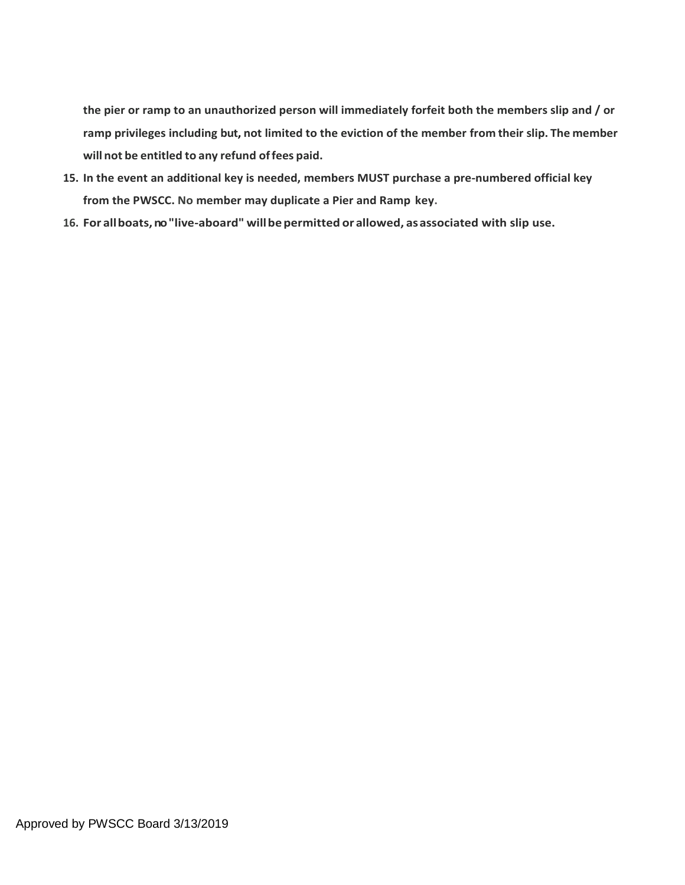**the pier or ramp to an unauthorized person will immediately forfeit both the members slip and / or ramp privileges including but, not limited to the eviction of the member from their slip. The member will not be entitled to any refund of fees paid.**

15. **In the event an additional key is needed, members MUST purchase a pre-numbered official key from the PWSCC. No member may duplicate a Pier and Ramp key.**
16. **For all boats, no "live-aboard" will be permitted or allowed, as associated with slip use.**

Approved by PWSCC Board 3/13/2019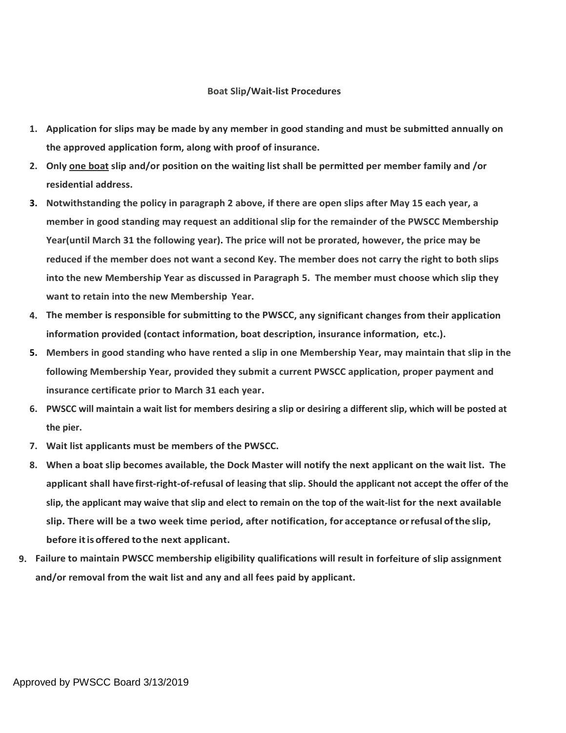### Boat Slip/Wait-list Procedures

1. **Application for slips may be made by any member in good standing and must be submitted annually on the approved application form, along with proof of insurance.**
2. **Only <u>one boat</u> slip and/or position on the waiting list shall be permitted per member family and /or residential address.**
3. **Notwithstanding the policy in paragraph 2 above, if there are open slips after May 15 each year, a member in good standing may request an additional slip for the remainder of the PWSCC Membership Year(until March 31 the following year). The price will not be prorated, however, the price may be reduced if the member does not want a second Key. The member does not carry the right to both slips into the new Membership Year as discussed in Paragraph 5. The member must choose which slip they want to retain into the new Membership Year.**
4. **The member is responsible for submitting to the PWSCC, any significant changes from their application information provided (contact information, boat description, insurance information, etc.).**
5. **Members in good standing who have rented a slip in one Membership Year, may maintain that slip in the following Membership Year, provided they submit a current PWSCC application, proper payment and insurance certificate prior to March 31 each year.**
6. **PWSCC will maintain a wait list for members desiring a slip or desiring a different slip, which will be posted at the pier.**
7. **Wait list applicants must be members of the PWSCC.**
8. **When a boat slip becomes available, the Dock Master will notify the next applicant on the wait list. The applicant shall have first-right-of-refusal of leasing that slip. Should the applicant not accept the offer of the slip, the applicant may waive that slip and elect to remain on the top of the wait-list for the next available slip. There will be a two week time period, after notification, for acceptance or refusal of the slip, before it is offered to the next applicant.**
9. **Failure to maintain PWSCC membership eligibility qualifications will result in forfeiture of slip assignment and/or removal from the wait list and any and all fees paid by applicant.**

Approved by PWSCC Board 3/13/2019